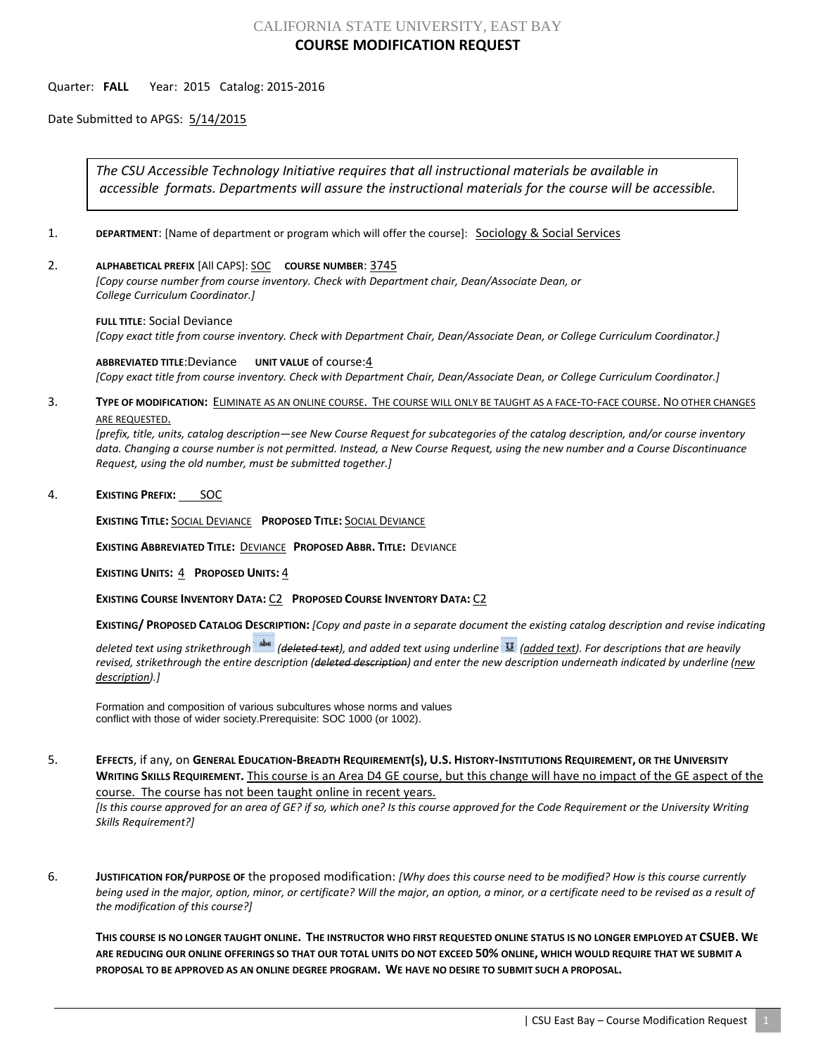CALIFORNIA STATE UNIVERSITY, EAST BAY

# COURSE MODIFICATION REQUEST

Quarter: **FALL** Year: 2015 Catalog: 2015-2016

Date Submitted to APGS: 5/14/2015

> *The CSU Accessible Technology Initiative requires that all instructional materials be available in accessible formats. Departments will assure the instructional materials for the course will be accessible.*

1. **DEPARTMENT**: [Name of department or program which will offer the course]: Sociology & Social Services

2. **ALPHABETICAL PREFIX** [All CAPS]: SOC **COURSE NUMBER**: 3745
*[Copy course number from course inventory. Check with Department chair, Dean/Associate Dean, or College Curriculum Coordinator.]*

   **FULL TITLE**: Social Deviance
*[Copy exact title from course inventory. Check with Department Chair, Dean/Associate Dean, or College Curriculum Coordinator.]*

   **ABBREVIATED TITLE**:Deviance **UNIT VALUE** of course:4
*[Copy exact title from course inventory. Check with Department Chair, Dean/Associate Dean, or College Curriculum Coordinator.]*

3. **TYPE OF MODIFICATION:** ELIMINATE AS AN ONLINE COURSE. THE COURSE WILL ONLY BE TAUGHT AS A FACE-TO-FACE COURSE. NO OTHER CHANGES ARE REQUESTED.
*[prefix, title, units, catalog description—see New Course Request for subcategories of the catalog description, and/or course inventory data. Changing a course number is not permitted. Instead, a New Course Request, using the new number and a Course Discontinuance Request, using the old number, must be submitted together.]*

4. **EXISTING PREFIX:** SOC

   **EXISTING TITLE:** SOCIAL DEVIANCE **PROPOSED TITLE:** SOCIAL DEVIANCE

   **EXISTING ABBREVIATED TITLE:** DEVIANCE **PROPOSED ABBR. TITLE:** DEVIANCE

   **EXISTING UNITS:** 4 **PROPOSED UNITS:** 4

   **EXISTING COURSE INVENTORY DATA:** C2 **PROPOSED COURSE INVENTORY DATA:** C2

   **EXISTING/ PROPOSED CATALOG DESCRIPTION:** *[Copy and paste in a separate document the existing catalog description and revise indicating deleted text using strikethrough (~~deleted text~~), and added text using underline (<u>added text</u>). For descriptions that are heavily revised, strikethrough the entire description (~~deleted description~~) and enter the new description underneath indicated by underline (<u>new description</u>).]*

   Formation and composition of various subcultures whose norms and values conflict with those of wider society.Prerequisite: SOC 1000 (or 1002).

5. **EFFECTS**, if any, on **GENERAL EDUCATION-BREADTH REQUIREMENT(S), U.S. HISTORY-INSTITUTIONS REQUIREMENT, OR THE UNIVERSITY WRITING SKILLS REQUIREMENT.** This course is an Area D4 GE course, but this change will have no impact of the GE aspect of the course. The course has not been taught online in recent years.
*[Is this course approved for an area of GE? if so, which one? Is this course approved for the Code Requirement or the University Writing Skills Requirement?]*

6. **JUSTIFICATION FOR/PURPOSE OF** the proposed modification: *[Why does this course need to be modified? How is this course currently being used in the major, option, minor, or certificate? Will the major, an option, a minor, or a certificate need to be revised as a result of the modification of this course?]*

   **THIS COURSE IS NO LONGER TAUGHT ONLINE. THE INSTRUCTOR WHO FIRST REQUESTED ONLINE STATUS IS NO LONGER EMPLOYED AT CSUEB. WE ARE REDUCING OUR ONLINE OFFERINGS SO THAT OUR TOTAL UNITS DO NOT EXCEED 50% ONLINE, WHICH WOULD REQUIRE THAT WE SUBMIT A PROPOSAL TO BE APPROVED AS AN ONLINE DEGREE PROGRAM. WE HAVE NO DESIRE TO SUBMIT SUCH A PROPOSAL.**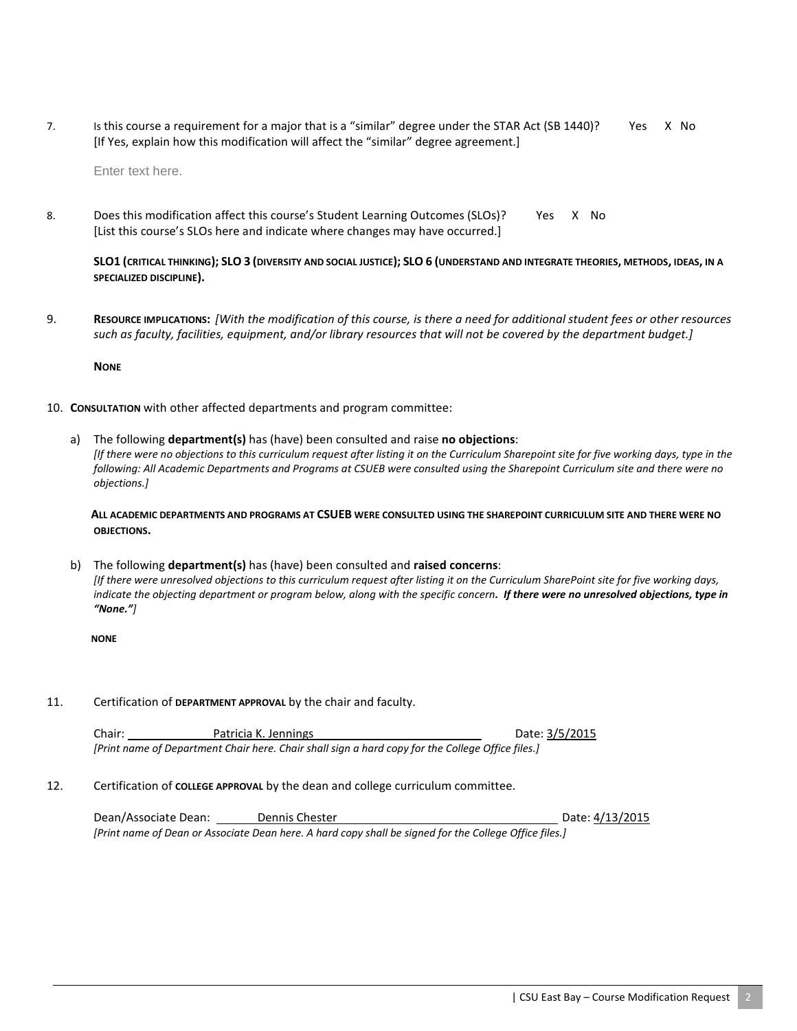7. Is this course a requirement for a major that is a "similar" degree under the STAR Act (SB 1440)? Yes X No
[If Yes, explain how this modification will affect the "similar" degree agreement.]

Enter text here.

8. Does this modification affect this course's Student Learning Outcomes (SLOs)? Yes X No
[List this course's SLOs here and indicate where changes may have occurred.]

**SLO1 (CRITICAL THINKING); SLO 3 (DIVERSITY AND SOCIAL JUSTICE); SLO 6 (UNDERSTAND AND INTEGRATE THEORIES, METHODS, IDEAS, IN A SPECIALIZED DISCIPLINE).**

9. **RESOURCE IMPLICATIONS:** *[With the modification of this course, is there a need for additional student fees or other resources such as faculty, facilities, equipment, and/or library resources that will not be covered by the department budget.]*

**NONE**

10. **CONSULTATION** with other affected departments and program committee:

a) The following **department(s)** has (have) been consulted and raise **no objections**:
*[If there were no objections to this curriculum request after listing it on the Curriculum Sharepoint site for five working days, type in the following: All Academic Departments and Programs at CSUEB were consulted using the Sharepoint Curriculum site and there were no objections.]*

**ALL ACADEMIC DEPARTMENTS AND PROGRAMS AT CSUEB WERE CONSULTED USING THE SHAREPOINT CURRICULUM SITE AND THERE WERE NO OBJECTIONS.**

b) The following **department(s)** has (have) been consulted and **raised concerns**:
*[If there were unresolved objections to this curriculum request after listing it on the Curriculum SharePoint site for five working days, indicate the objecting department or program below, along with the specific concern. **If there were no unresolved objections, type in "None."**]*

**NONE**

11. Certification of **DEPARTMENT APPROVAL** by the chair and faculty.

Chair: Patricia K. Jennings Date: 3/5/2015
*[Print name of Department Chair here. Chair shall sign a hard copy for the College Office files.]*

12. Certification of **COLLEGE APPROVAL** by the dean and college curriculum committee.

Dean/Associate Dean: Dennis Chester Date: 4/13/2015
*[Print name of Dean or Associate Dean here. A hard copy shall be signed for the College Office files.]*